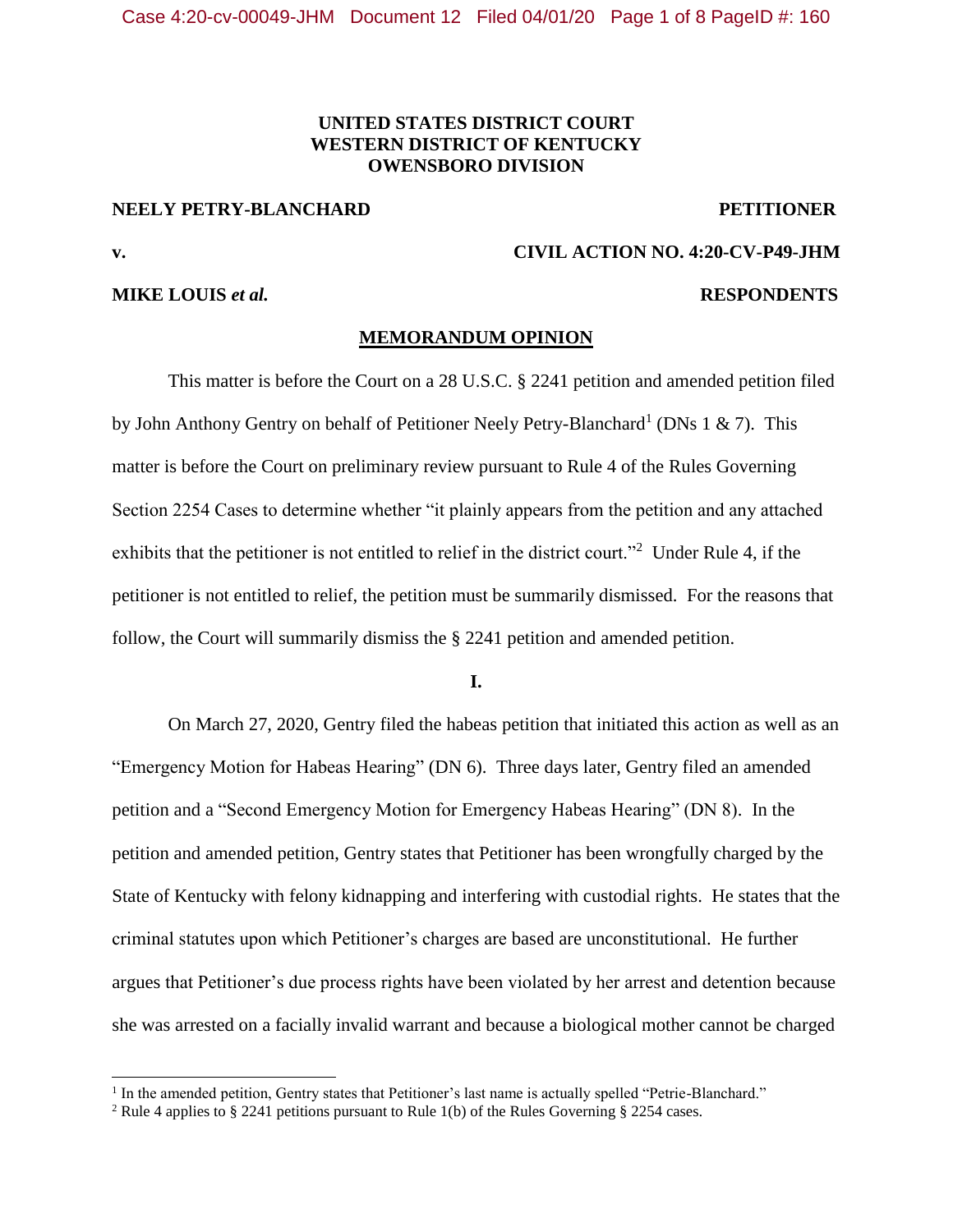**UNITED STATES DISTRICT COURT**
**WESTERN DISTRICT OF KENTUCKY**
**OWENSBORO DIVISION**

**NEELY PETRY-BLANCHARD** **PETITIONER**

**v.** **CIVIL ACTION NO. 4:20-CV-P49-JHM**

**MIKE LOUIS *et al.*** **RESPONDENTS**

## MEMORANDUM OPINION

This matter is before the Court on a 28 U.S.C. § 2241 petition and amended petition filed by John Anthony Gentry on behalf of Petitioner Neely Petry-Blanchard[1] (DNs 1 & 7). This matter is before the Court on preliminary review pursuant to Rule 4 of the Rules Governing Section 2254 Cases to determine whether "it plainly appears from the petition and any attached exhibits that the petitioner is not entitled to relief in the district court."[2] Under Rule 4, if the petitioner is not entitled to relief, the petition must be summarily dismissed. For the reasons that follow, the Court will summarily dismiss the § 2241 petition and amended petition.

**I.**

On March 27, 2020, Gentry filed the habeas petition that initiated this action as well as an "Emergency Motion for Habeas Hearing" (DN 6). Three days later, Gentry filed an amended petition and a "Second Emergency Motion for Emergency Habeas Hearing" (DN 8). In the petition and amended petition, Gentry states that Petitioner has been wrongfully charged by the State of Kentucky with felony kidnapping and interfering with custodial rights. He states that the criminal statutes upon which Petitioner's charges are based are unconstitutional. He further argues that Petitioner's due process rights have been violated by her arrest and detention because she was arrested on a facially invalid warrant and because a biological mother cannot be charged

[1] In the amended petition, Gentry states that Petitioner's last name is actually spelled "Petrie-Blanchard."

[2] Rule 4 applies to § 2241 petitions pursuant to Rule 1(b) of the Rules Governing § 2254 cases.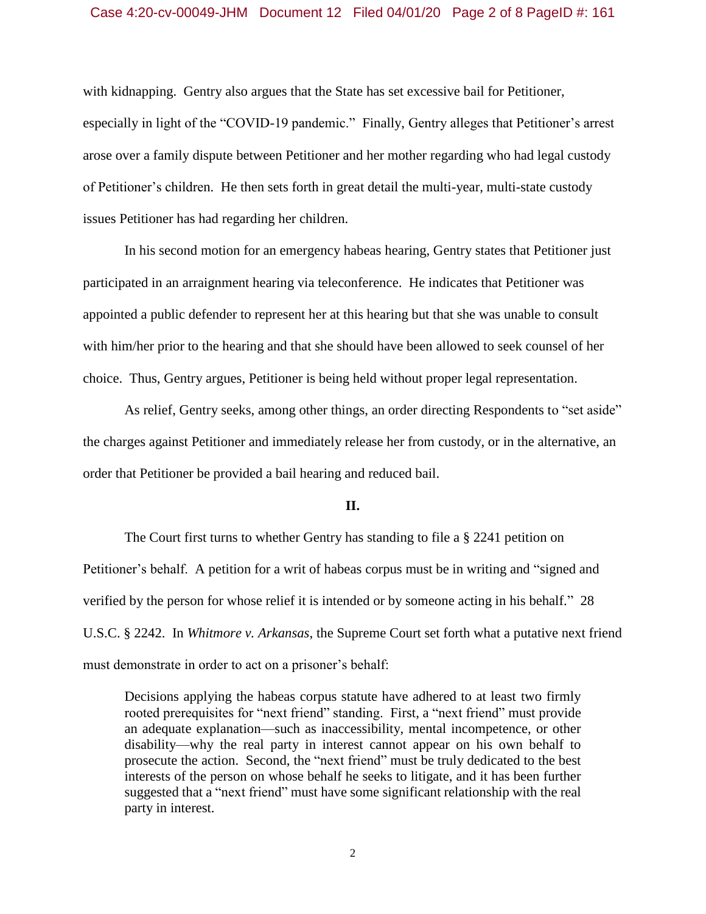with kidnapping. Gentry also argues that the State has set excessive bail for Petitioner, especially in light of the "COVID-19 pandemic." Finally, Gentry alleges that Petitioner's arrest arose over a family dispute between Petitioner and her mother regarding who had legal custody of Petitioner's children. He then sets forth in great detail the multi-year, multi-state custody issues Petitioner has had regarding her children.

In his second motion for an emergency habeas hearing, Gentry states that Petitioner just participated in an arraignment hearing via teleconference. He indicates that Petitioner was appointed a public defender to represent her at this hearing but that she was unable to consult with him/her prior to the hearing and that she should have been allowed to seek counsel of her choice. Thus, Gentry argues, Petitioner is being held without proper legal representation.

As relief, Gentry seeks, among other things, an order directing Respondents to "set aside" the charges against Petitioner and immediately release her from custody, or in the alternative, an order that Petitioner be provided a bail hearing and reduced bail.

## II.

The Court first turns to whether Gentry has standing to file a § 2241 petition on Petitioner's behalf. A petition for a writ of habeas corpus must be in writing and "signed and verified by the person for whose relief it is intended or by someone acting in his behalf." 28 U.S.C. § 2242. In *Whitmore v. Arkansas*, the Supreme Court set forth what a putative next friend must demonstrate in order to act on a prisoner's behalf:

> Decisions applying the habeas corpus statute have adhered to at least two firmly rooted prerequisites for "next friend" standing. First, a "next friend" must provide an adequate explanation—such as inaccessibility, mental incompetence, or other disability—why the real party in interest cannot appear on his own behalf to prosecute the action. Second, the "next friend" must be truly dedicated to the best interests of the person on whose behalf he seeks to litigate, and it has been further suggested that a "next friend" must have some significant relationship with the real party in interest.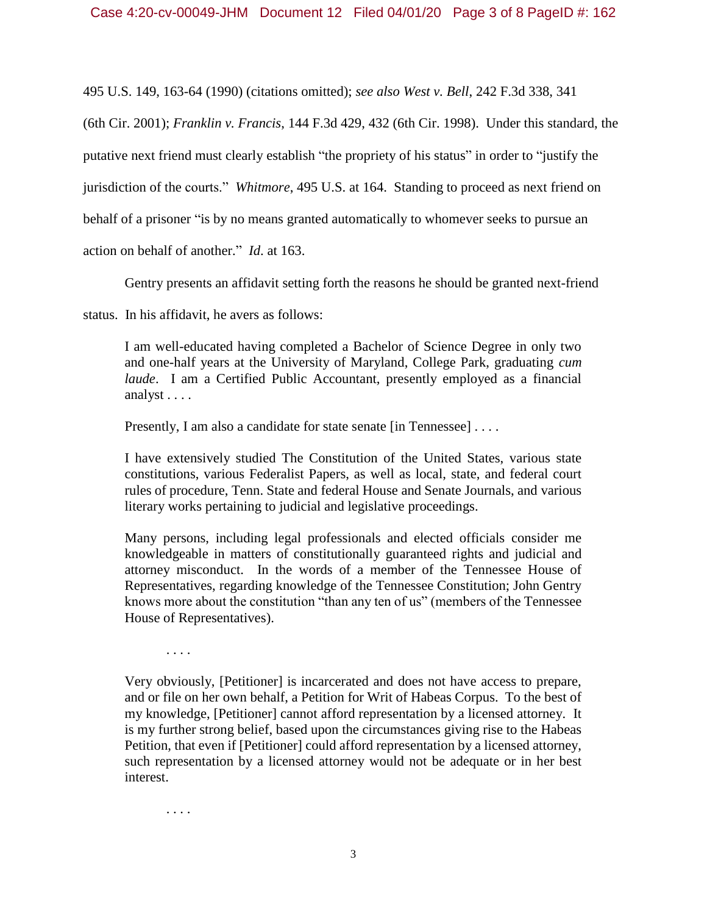495 U.S. 149, 163-64 (1990) (citations omitted); *see also West v. Bell*, 242 F.3d 338, 341 (6th Cir. 2001); *Franklin v. Francis*, 144 F.3d 429, 432 (6th Cir. 1998). Under this standard, the putative next friend must clearly establish "the propriety of his status" in order to "justify the jurisdiction of the courts." *Whitmore*, 495 U.S. at 164. Standing to proceed as next friend on behalf of a prisoner "is by no means granted automatically to whomever seeks to pursue an action on behalf of another." *Id*. at 163.

Gentry presents an affidavit setting forth the reasons he should be granted next-friend status. In his affidavit, he avers as follows:

> I am well-educated having completed a Bachelor of Science Degree in only two and one-half years at the University of Maryland, College Park, graduating *cum laude*. I am a Certified Public Accountant, presently employed as a financial analyst . . . .
>
> Presently, I am also a candidate for state senate [in Tennessee] . . . .
>
> I have extensively studied The Constitution of the United States, various state constitutions, various Federalist Papers, as well as local, state, and federal court rules of procedure, Tenn. State and federal House and Senate Journals, and various literary works pertaining to judicial and legislative proceedings.
>
> Many persons, including legal professionals and elected officials consider me knowledgeable in matters of constitutionally guaranteed rights and judicial and attorney misconduct. In the words of a member of the Tennessee House of Representatives, regarding knowledge of the Tennessee Constitution; John Gentry knows more about the constitution "than any ten of us" (members of the Tennessee House of Representatives).
>
> . . . .
>
> Very obviously, [Petitioner] is incarcerated and does not have access to prepare, and or file on her own behalf, a Petition for Writ of Habeas Corpus. To the best of my knowledge, [Petitioner] cannot afford representation by a licensed attorney. It is my further strong belief, based upon the circumstances giving rise to the Habeas Petition, that even if [Petitioner] could afford representation by a licensed attorney, such representation by a licensed attorney would not be adequate or in her best interest.
>
> . . . .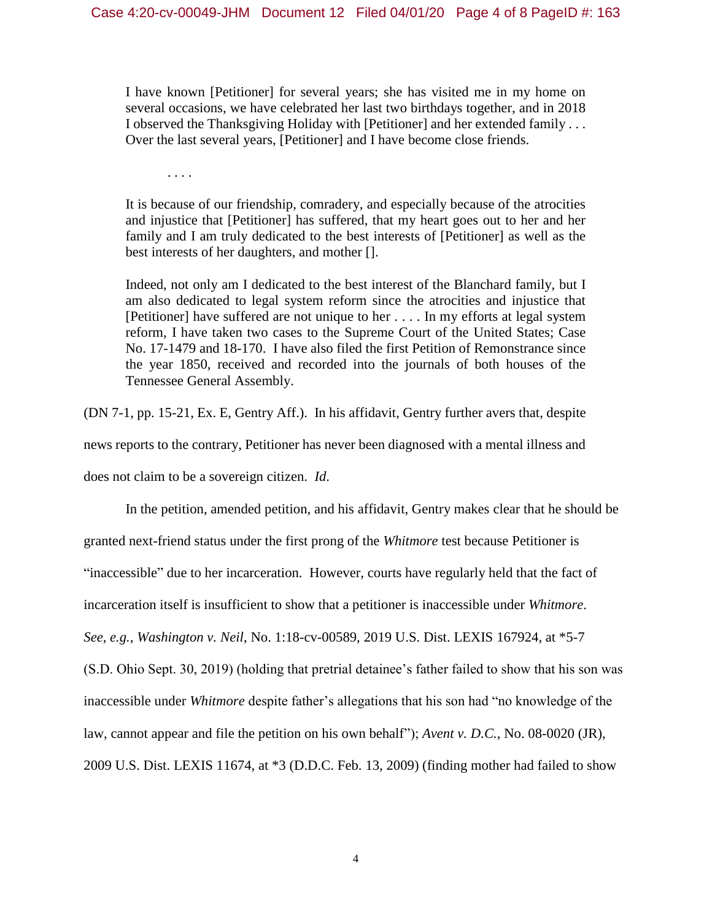> I have known [Petitioner] for several years; she has visited me in my home on several occasions, we have celebrated her last two birthdays together, and in 2018 I observed the Thanksgiving Holiday with [Petitioner] and her extended family . . . Over the last several years, [Petitioner] and I have become close friends.
>
> . . . .
>
> It is because of our friendship, comradery, and especially because of the atrocities and injustice that [Petitioner] has suffered, that my heart goes out to her and her family and I am truly dedicated to the best interests of [Petitioner] as well as the best interests of her daughters, and mother [].
>
> Indeed, not only am I dedicated to the best interest of the Blanchard family, but I am also dedicated to legal system reform since the atrocities and injustice that [Petitioner] have suffered are not unique to her . . . . In my efforts at legal system reform, I have taken two cases to the Supreme Court of the United States; Case No. 17-1479 and 18-170. I have also filed the first Petition of Remonstrance since the year 1850, received and recorded into the journals of both houses of the Tennessee General Assembly.

(DN 7-1, pp. 15-21, Ex. E, Gentry Aff.). In his affidavit, Gentry further avers that, despite news reports to the contrary, Petitioner has never been diagnosed with a mental illness and does not claim to be a sovereign citizen. *Id.*

In the petition, amended petition, and his affidavit, Gentry makes clear that he should be granted next-friend status under the first prong of the *Whitmore* test because Petitioner is "inaccessible" due to her incarceration. However, courts have regularly held that the fact of incarceration itself is insufficient to show that a petitioner is inaccessible under *Whitmore*. *See, e.g.*, *Washington v. Neil*, No. 1:18-cv-00589, 2019 U.S. Dist. LEXIS 167924, at *5-7 (S.D. Ohio Sept. 30, 2019) (holding that pretrial detainee's father failed to show that his son was inaccessible under *Whitmore* despite father's allegations that his son had "no knowledge of the law, cannot appear and file the petition on his own behalf"); *Avent v. D.C.*, No. 08-0020 (JR), 2009 U.S. Dist. LEXIS 11674, at *3 (D.D.C. Feb. 13, 2009) (finding mother had failed to show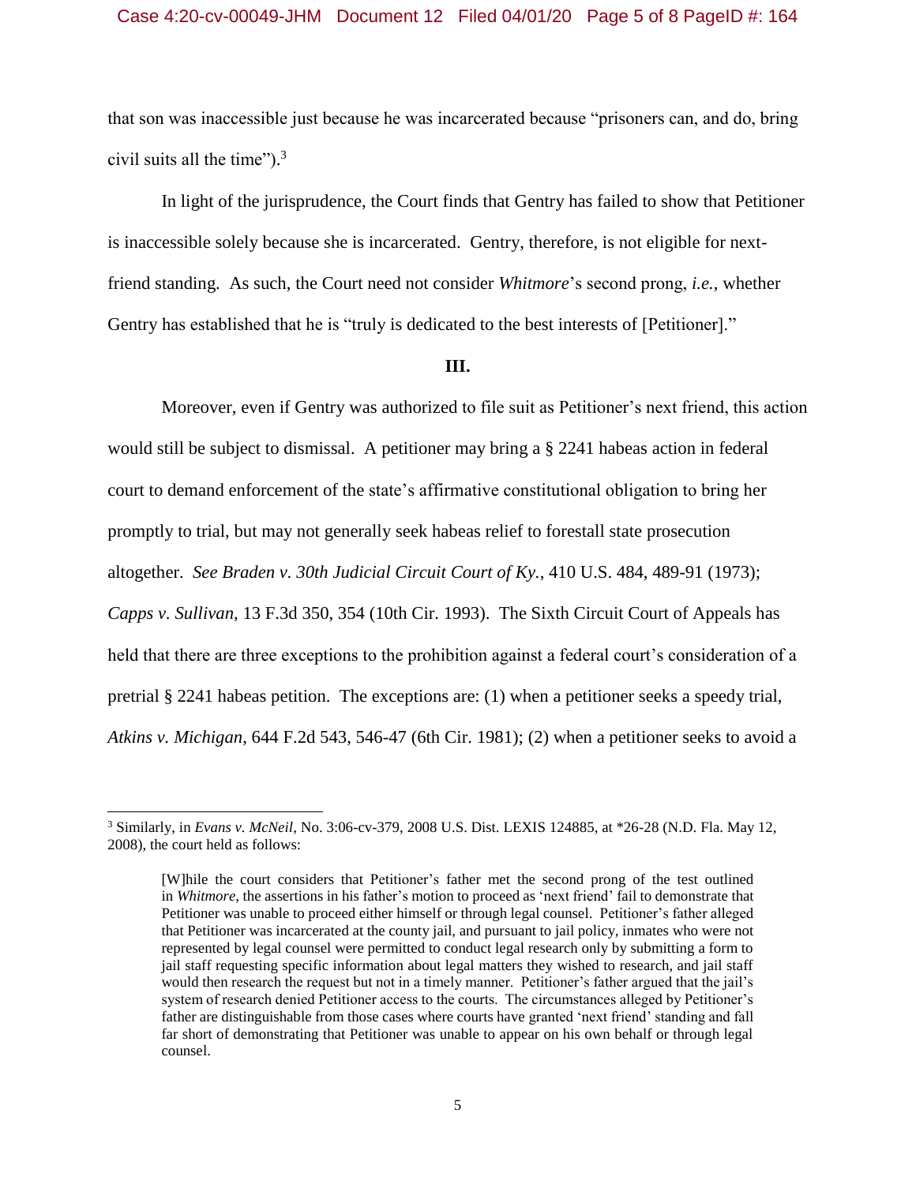that son was inaccessible just because he was incarcerated because "prisoners can, and do, bring civil suits all the time").[3]

In light of the jurisprudence, the Court finds that Gentry has failed to show that Petitioner is inaccessible solely because she is incarcerated. Gentry, therefore, is not eligible for next-friend standing. As such, the Court need not consider *Whitmore*'s second prong, *i.e.*, whether Gentry has established that he is "truly is dedicated to the best interests of [Petitioner]."

### III.

Moreover, even if Gentry was authorized to file suit as Petitioner's next friend, this action would still be subject to dismissal. A petitioner may bring a § 2241 habeas action in federal court to demand enforcement of the state's affirmative constitutional obligation to bring her promptly to trial, but may not generally seek habeas relief to forestall state prosecution altogether. *See Braden v. 30th Judicial Circuit Court of Ky.*, 410 U.S. 484, 489-91 (1973); *Capps v. Sullivan*, 13 F.3d 350, 354 (10th Cir. 1993). The Sixth Circuit Court of Appeals has held that there are three exceptions to the prohibition against a federal court's consideration of a pretrial § 2241 habeas petition. The exceptions are: (1) when a petitioner seeks a speedy trial, *Atkins v. Michigan*, 644 F.2d 543, 546-47 (6th Cir. 1981); (2) when a petitioner seeks to avoid a

---

[3] Similarly, in *Evans v. McNeil*, No. 3:06-cv-379, 2008 U.S. Dist. LEXIS 124885, at *26-28 (N.D. Fla. May 12, 2008), the court held as follows:

> [W]hile the court considers that Petitioner's father met the second prong of the test outlined in *Whitmore*, the assertions in his father's motion to proceed as 'next friend' fail to demonstrate that Petitioner was unable to proceed either himself or through legal counsel. Petitioner's father alleged that Petitioner was incarcerated at the county jail, and pursuant to jail policy, inmates who were not represented by legal counsel were permitted to conduct legal research only by submitting a form to jail staff requesting specific information about legal matters they wished to research, and jail staff would then research the request but not in a timely manner. Petitioner's father argued that the jail's system of research denied Petitioner access to the courts. The circumstances alleged by Petitioner's father are distinguishable from those cases where courts have granted 'next friend' standing and fall far short of demonstrating that Petitioner was unable to appear on his own behalf or through legal counsel.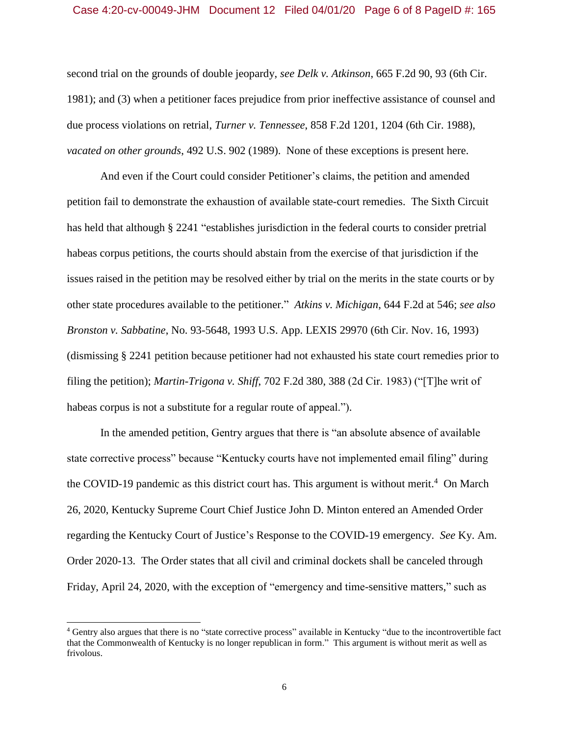second trial on the grounds of double jeopardy, *see Delk v. Atkinson*, 665 F.2d 90, 93 (6th Cir. 1981); and (3) when a petitioner faces prejudice from prior ineffective assistance of counsel and due process violations on retrial, *Turner v. Tennessee*, 858 F.2d 1201, 1204 (6th Cir. 1988), *vacated on other grounds*, 492 U.S. 902 (1989). None of these exceptions is present here.

And even if the Court could consider Petitioner's claims, the petition and amended petition fail to demonstrate the exhaustion of available state-court remedies. The Sixth Circuit has held that although § 2241 "establishes jurisdiction in the federal courts to consider pretrial habeas corpus petitions, the courts should abstain from the exercise of that jurisdiction if the issues raised in the petition may be resolved either by trial on the merits in the state courts or by other state procedures available to the petitioner." *Atkins v. Michigan*, 644 F.2d at 546; *see also Bronston v. Sabbatine*, No. 93-5648, 1993 U.S. App. LEXIS 29970 (6th Cir. Nov. 16, 1993) (dismissing § 2241 petition because petitioner had not exhausted his state court remedies prior to filing the petition); *Martin-Trigona v. Shiff*, 702 F.2d 380, 388 (2d Cir. 1983) ("[T]he writ of habeas corpus is not a substitute for a regular route of appeal.").

In the amended petition, Gentry argues that there is "an absolute absence of available state corrective process" because "Kentucky courts have not implemented email filing" during the COVID-19 pandemic as this district court has. This argument is without merit.[4] On March 26, 2020, Kentucky Supreme Court Chief Justice John D. Minton entered an Amended Order regarding the Kentucky Court of Justice's Response to the COVID-19 emergency. *See* Ky. Am. Order 2020-13. The Order states that all civil and criminal dockets shall be canceled through Friday, April 24, 2020, with the exception of "emergency and time-sensitive matters," such as

[4] Gentry also argues that there is no "state corrective process" available in Kentucky "due to the incontrovertible fact that the Commonwealth of Kentucky is no longer republican in form." This argument is without merit as well as frivolous.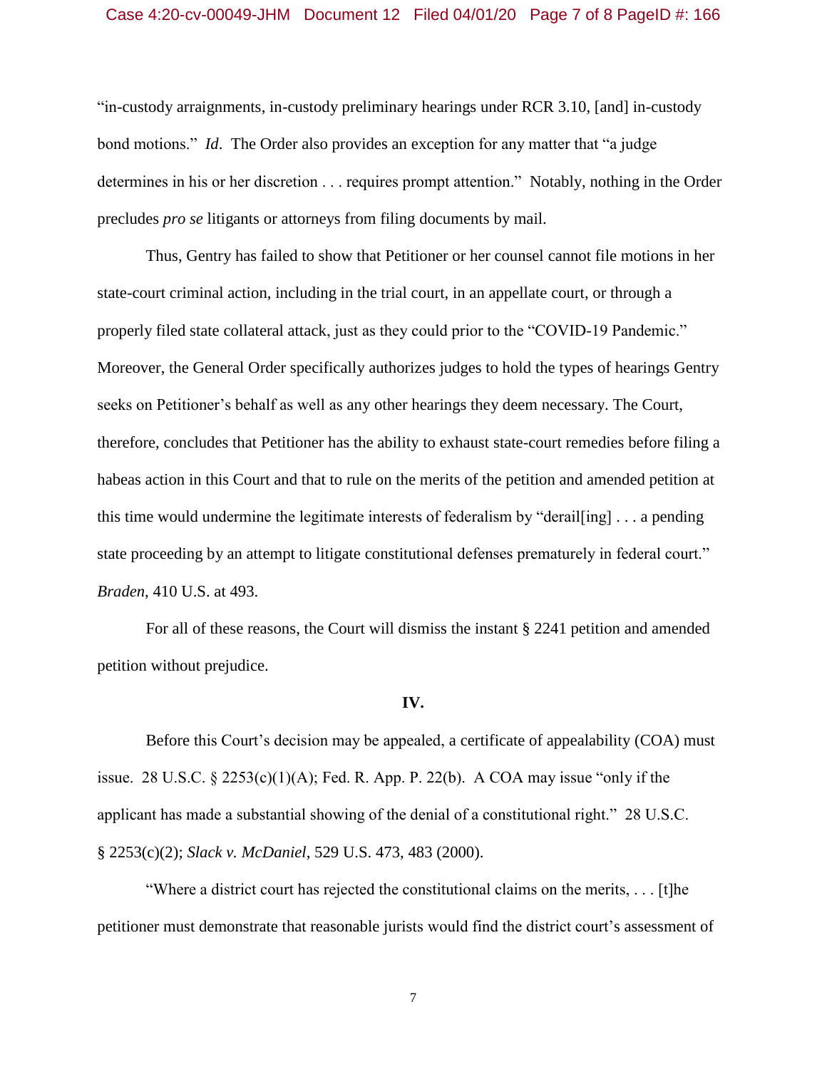"in-custody arraignments, in-custody preliminary hearings under RCR 3.10, [and] in-custody bond motions." *Id*. The Order also provides an exception for any matter that "a judge determines in his or her discretion . . . requires prompt attention." Notably, nothing in the Order precludes *pro se* litigants or attorneys from filing documents by mail.

Thus, Gentry has failed to show that Petitioner or her counsel cannot file motions in her state-court criminal action, including in the trial court, in an appellate court, or through a properly filed state collateral attack, just as they could prior to the "COVID-19 Pandemic." Moreover, the General Order specifically authorizes judges to hold the types of hearings Gentry seeks on Petitioner's behalf as well as any other hearings they deem necessary. The Court, therefore, concludes that Petitioner has the ability to exhaust state-court remedies before filing a habeas action in this Court and that to rule on the merits of the petition and amended petition at this time would undermine the legitimate interests of federalism by "derail[ing] . . . a pending state proceeding by an attempt to litigate constitutional defenses prematurely in federal court." *Braden*, 410 U.S. at 493.

For all of these reasons, the Court will dismiss the instant § 2241 petition and amended petition without prejudice.

## IV.

Before this Court's decision may be appealed, a certificate of appealability (COA) must issue. 28 U.S.C. § 2253(c)(1)(A); Fed. R. App. P. 22(b). A COA may issue "only if the applicant has made a substantial showing of the denial of a constitutional right." 28 U.S.C. § 2253(c)(2); *Slack v. McDaniel*, 529 U.S. 473, 483 (2000).

"Where a district court has rejected the constitutional claims on the merits, . . . [t]he petitioner must demonstrate that reasonable jurists would find the district court's assessment of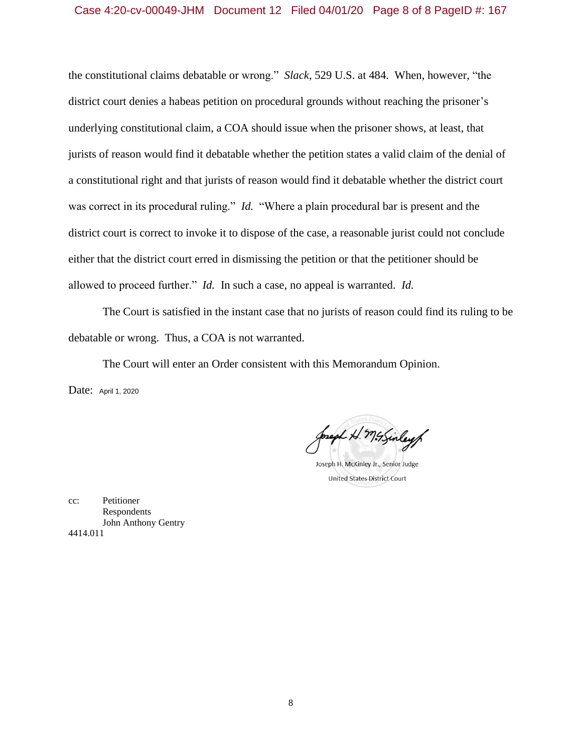the constitutional claims debatable or wrong." *Slack*, 529 U.S. at 484. When, however, "the district court denies a habeas petition on procedural grounds without reaching the prisoner's underlying constitutional claim, a COA should issue when the prisoner shows, at least, that jurists of reason would find it debatable whether the petition states a valid claim of the denial of a constitutional right and that jurists of reason would find it debatable whether the district court was correct in its procedural ruling." *Id.* "Where a plain procedural bar is present and the district court is correct to invoke it to dispose of the case, a reasonable jurist could not conclude either that the district court erred in dismissing the petition or that the petitioner should be allowed to proceed further." *Id.* In such a case, no appeal is warranted. *Id.*

The Court is satisfied in the instant case that no jurists of reason could find its ruling to be debatable or wrong. Thus, a COA is not warranted.

The Court will enter an Order consistent with this Memorandum Opinion.

Date: April 1, 2020

Joseph H. McKinley Jr., Senior Judge
United States District Court

cc: Petitioner
Respondents
John Anthony Gentry

4414.011